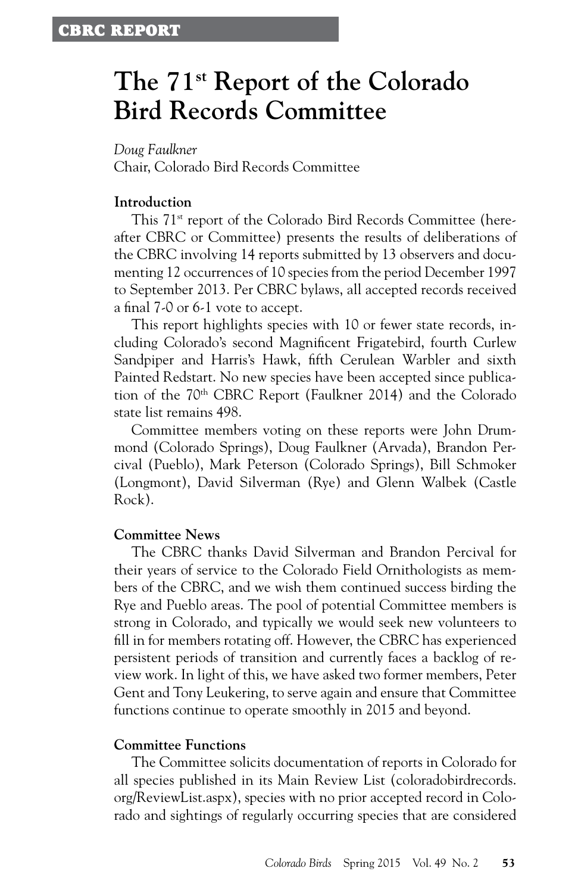CBRC REPORT

# The 71st Report of the Colorado Bird Records Committee

*Doug Faulkner*
Chair, Colorado Bird Records Committee

### Introduction

This 71st report of the Colorado Bird Records Committee (hereafter CBRC or Committee) presents the results of deliberations of the CBRC involving 14 reports submitted by 13 observers and documenting 12 occurrences of 10 species from the period December 1997 to September 2013. Per CBRC bylaws, all accepted records received a final 7-0 or 6-1 vote to accept.

This report highlights species with 10 or fewer state records, including Colorado's second Magnificent Frigatebird, fourth Curlew Sandpiper and Harris's Hawk, fifth Cerulean Warbler and sixth Painted Redstart. No new species have been accepted since publication of the 70th CBRC Report (Faulkner 2014) and the Colorado state list remains 498.

Committee members voting on these reports were John Drummond (Colorado Springs), Doug Faulkner (Arvada), Brandon Percival (Pueblo), Mark Peterson (Colorado Springs), Bill Schmoker (Longmont), David Silverman (Rye) and Glenn Walbek (Castle Rock).

### Committee News

The CBRC thanks David Silverman and Brandon Percival for their years of service to the Colorado Field Ornithologists as members of the CBRC, and we wish them continued success birding the Rye and Pueblo areas. The pool of potential Committee members is strong in Colorado, and typically we would seek new volunteers to fill in for members rotating off. However, the CBRC has experienced persistent periods of transition and currently faces a backlog of review work. In light of this, we have asked two former members, Peter Gent and Tony Leukering, to serve again and ensure that Committee functions continue to operate smoothly in 2015 and beyond.

### Committee Functions

The Committee solicits documentation of reports in Colorado for all species published in its Main Review List (coloradobirdrecords.org/ReviewList.aspx), species with no prior accepted record in Colorado and sightings of regularly occurring species that are considered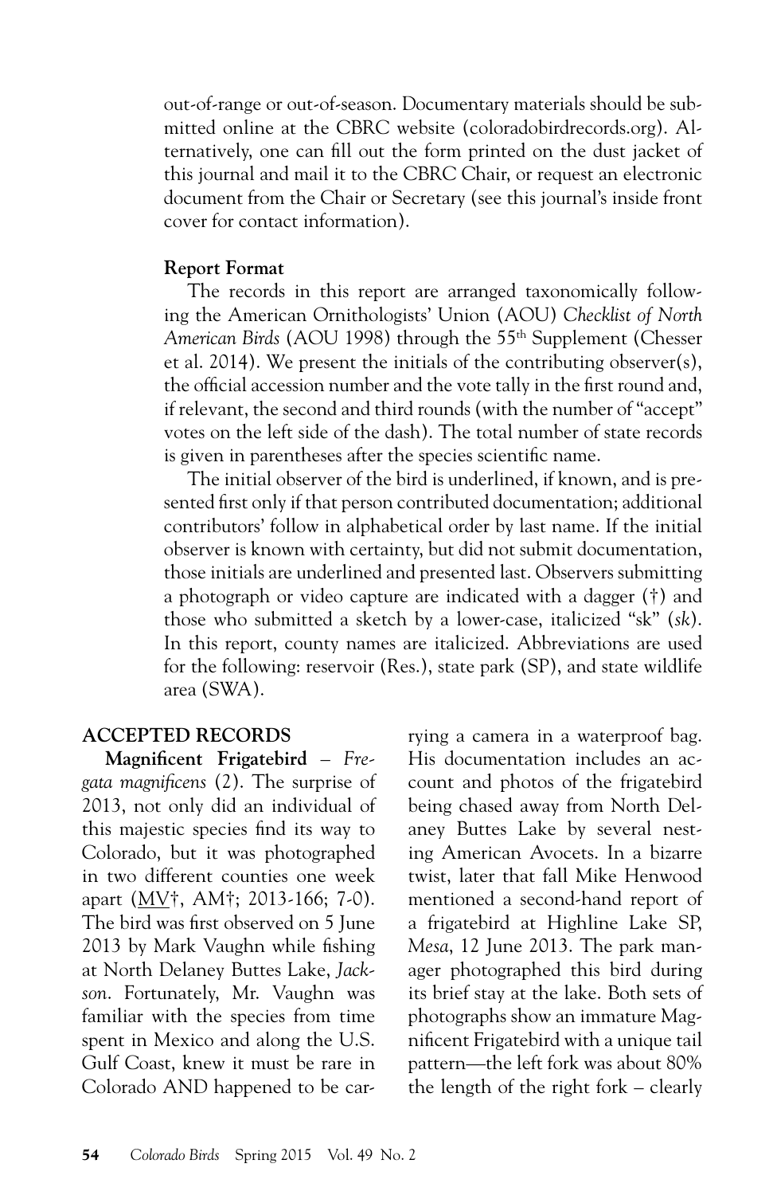out-of-range or out-of-season. Documentary materials should be submitted online at the CBRC website (coloradobirdrecords.org). Alternatively, one can fill out the form printed on the dust jacket of this journal and mail it to the CBRC Chair, or request an electronic document from the Chair or Secretary (see this journal's inside front cover for contact information).

**Report Format**

The records in this report are arranged taxonomically following the American Ornithologists' Union (AOU) *Checklist of North American Birds* (AOU 1998) through the 55th Supplement (Chesser et al. 2014). We present the initials of the contributing observer(s), the official accession number and the vote tally in the first round and, if relevant, the second and third rounds (with the number of "accept" votes on the left side of the dash). The total number of state records is given in parentheses after the species scientific name.

The initial observer of the bird is underlined, if known, and is presented first only if that person contributed documentation; additional contributors' follow in alphabetical order by last name. If the initial observer is known with certainty, but did not submit documentation, those initials are underlined and presented last. Observers submitting a photograph or video capture are indicated with a dagger (†) and those who submitted a sketch by a lower-case, italicized "sk" (*sk*). In this report, county names are italicized. Abbreviations are used for the following: reservoir (Res.), state park (SP), and state wildlife area (SWA).

## ACCEPTED RECORDS

**Magnificent Frigatebird** – *Fregata magnificens* (2). The surprise of 2013, not only did an individual of this majestic species find its way to Colorado, but it was photographed in two different counties one week apart (<u>MV</u>†, AM†; 2013-166; 7-0). The bird was first observed on 5 June 2013 by Mark Vaughn while fishing at North Delaney Buttes Lake, *Jackson*. Fortunately, Mr. Vaughn was familiar with the species from time spent in Mexico and along the U.S. Gulf Coast, knew it must be rare in Colorado AND happened to be carrying a camera in a waterproof bag. His documentation includes an account and photos of the frigatebird being chased away from North Delaney Buttes Lake by several nesting American Avocets. In a bizarre twist, later that fall Mike Henwood mentioned a second-hand report of a frigatebird at Highline Lake SP, *Mesa*, 12 June 2013. The park manager photographed this bird during its brief stay at the lake. Both sets of photographs show an immature Magnificent Frigatebird with a unique tail pattern—the left fork was about 80% the length of the right fork – clearly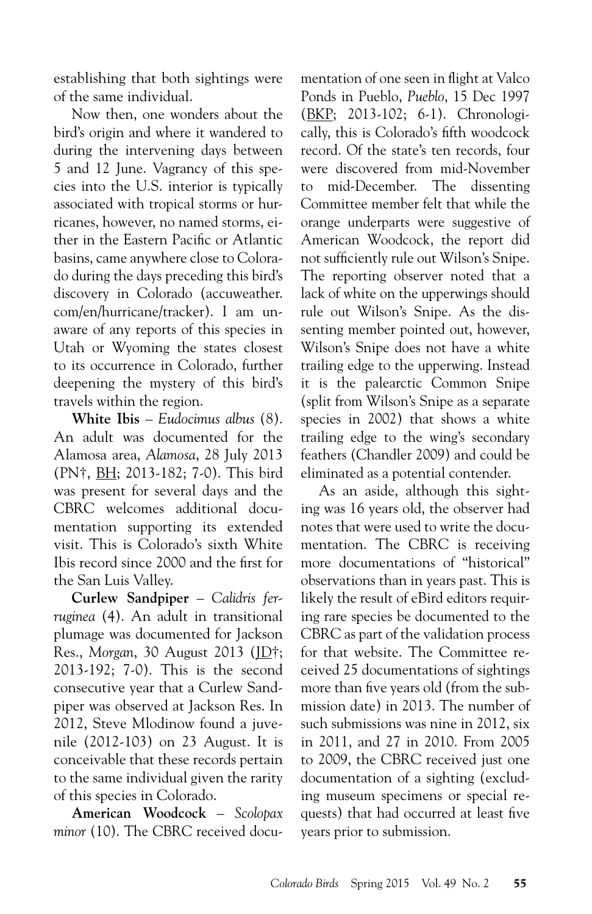establishing that both sightings were of the same individual.

Now then, one wonders about the bird's origin and where it wandered to during the intervening days between 5 and 12 June. Vagrancy of this species into the U.S. interior is typically associated with tropical storms or hurricanes, however, no named storms, either in the Eastern Pacific or Atlantic basins, came anywhere close to Colorado during the days preceding this bird's discovery in Colorado (accuweather.com/en/hurricane/tracker). I am unaware of any reports of this species in Utah or Wyoming the states closest to its occurrence in Colorado, further deepening the mystery of this bird's travels within the region.

**White Ibis** – *Eudocimus albus* (8). An adult was documented for the Alamosa area, *Alamosa*, 28 July 2013 (PN†, BH; 2013-182; 7-0). This bird was present for several days and the CBRC welcomes additional documentation supporting its extended visit. This is Colorado's sixth White Ibis record since 2000 and the first for the San Luis Valley.

**Curlew Sandpiper** – *Calidris ferruginea* (4). An adult in transitional plumage was documented for Jackson Res., *Morgan*, 30 August 2013 (JD†; 2013-192; 7-0). This is the second consecutive year that a Curlew Sandpiper was observed at Jackson Res. In 2012, Steve Mlodinow found a juvenile (2012-103) on 23 August. It is conceivable that these records pertain to the same individual given the rarity of this species in Colorado.

**American Woodcock** – *Scolopax minor* (10). The CBRC received documentation of one seen in flight at Valco Ponds in Pueblo, *Pueblo*, 15 Dec 1997 (BKP; 2013-102; 6-1). Chronologically, this is Colorado's fifth woodcock record. Of the state's ten records, four were discovered from mid-November to mid-December. The dissenting Committee member felt that while the orange underparts were suggestive of American Woodcock, the report did not sufficiently rule out Wilson's Snipe. The reporting observer noted that a lack of white on the upperwings should rule out Wilson's Snipe. As the dissenting member pointed out, however, Wilson's Snipe does not have a white trailing edge to the upperwing. Instead it is the palearctic Common Snipe (split from Wilson's Snipe as a separate species in 2002) that shows a white trailing edge to the wing's secondary feathers (Chandler 2009) and could be eliminated as a potential contender.

As an aside, although this sighting was 16 years old, the observer had notes that were used to write the documentation. The CBRC is receiving more documentations of "historical" observations than in years past. This is likely the result of eBird editors requiring rare species be documented to the CBRC as part of the validation process for that website. The Committee received 25 documentations of sightings more than five years old (from the submission date) in 2013. The number of such submissions was nine in 2012, six in 2011, and 27 in 2010. From 2005 to 2009, the CBRC received just one documentation of a sighting (excluding museum specimens or special requests) that had occurred at least five years prior to submission.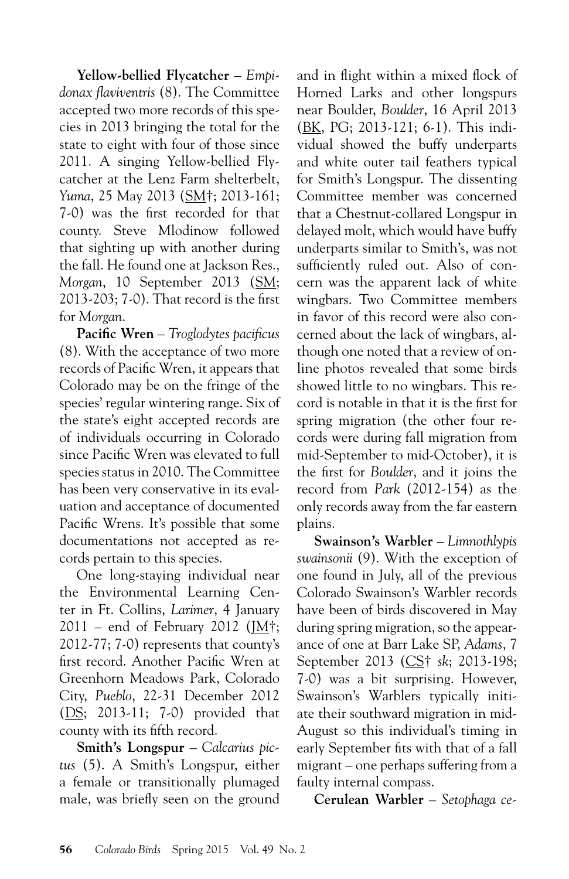**Yellow-bellied Flycatcher** – *Empidonax flaviventris* (8). The Committee accepted two more records of this species in 2013 bringing the total for the state to eight with four of those since 2011. A singing Yellow-bellied Flycatcher at the Lenz Farm shelterbelt, *Yuma*, 25 May 2013 (SM†; 2013-161; 7-0) was the first recorded for that county. Steve Mlodinow followed that sighting up with another during the fall. He found one at Jackson Res., *Morgan*, 10 September 2013 (SM; 2013-203; 7-0). That record is the first for *Morgan*.

**Pacific Wren** – *Troglodytes pacificus* (8). With the acceptance of two more records of Pacific Wren, it appears that Colorado may be on the fringe of the species' regular wintering range. Six of the state's eight accepted records are of individuals occurring in Colorado since Pacific Wren was elevated to full species status in 2010. The Committee has been very conservative in its evaluation and acceptance of documented Pacific Wrens. It's possible that some documentations not accepted as records pertain to this species.

One long-staying individual near the Environmental Learning Center in Ft. Collins, *Larimer*, 4 January 2011 – end of February 2012 (JM†; 2012-77; 7-0) represents that county's first record. Another Pacific Wren at Greenhorn Meadows Park, Colorado City, *Pueblo*, 22-31 December 2012 (DS; 2013-11; 7-0) provided that county with its fifth record.

**Smith's Longspur** – *Calcarius pictus* (5). A Smith's Longspur, either a female or transitionally plumaged male, was briefly seen on the ground and in flight within a mixed flock of Horned Larks and other longspurs near Boulder, *Boulder*, 16 April 2013 (BK, PG; 2013-121; 6-1). This individual showed the buffy underparts and white outer tail feathers typical for Smith's Longspur. The dissenting Committee member was concerned that a Chestnut-collared Longspur in delayed molt, which would have buffy underparts similar to Smith's, was not sufficiently ruled out. Also of concern was the apparent lack of white wingbars. Two Committee members in favor of this record were also concerned about the lack of wingbars, although one noted that a review of online photos revealed that some birds showed little to no wingbars. This record is notable in that it is the first for spring migration (the other four records were during fall migration from mid-September to mid-October), it is the first for *Boulder*, and it joins the record from *Park* (2012-154) as the only records away from the far eastern plains.

**Swainson's Warbler** – *Limnothlypis swainsonii* (9). With the exception of one found in July, all of the previous Colorado Swainson's Warbler records have been of birds discovered in May during spring migration, so the appearance of one at Barr Lake SP, *Adams*, 7 September 2013 (CS† *sk*; 2013-198; 7-0) was a bit surprising. However, Swainson's Warblers typically initiate their southward migration in mid-August so this individual's timing in early September fits with that of a fall migrant – one perhaps suffering from a faulty internal compass.

**Cerulean Warbler** – *Setophaga ce-*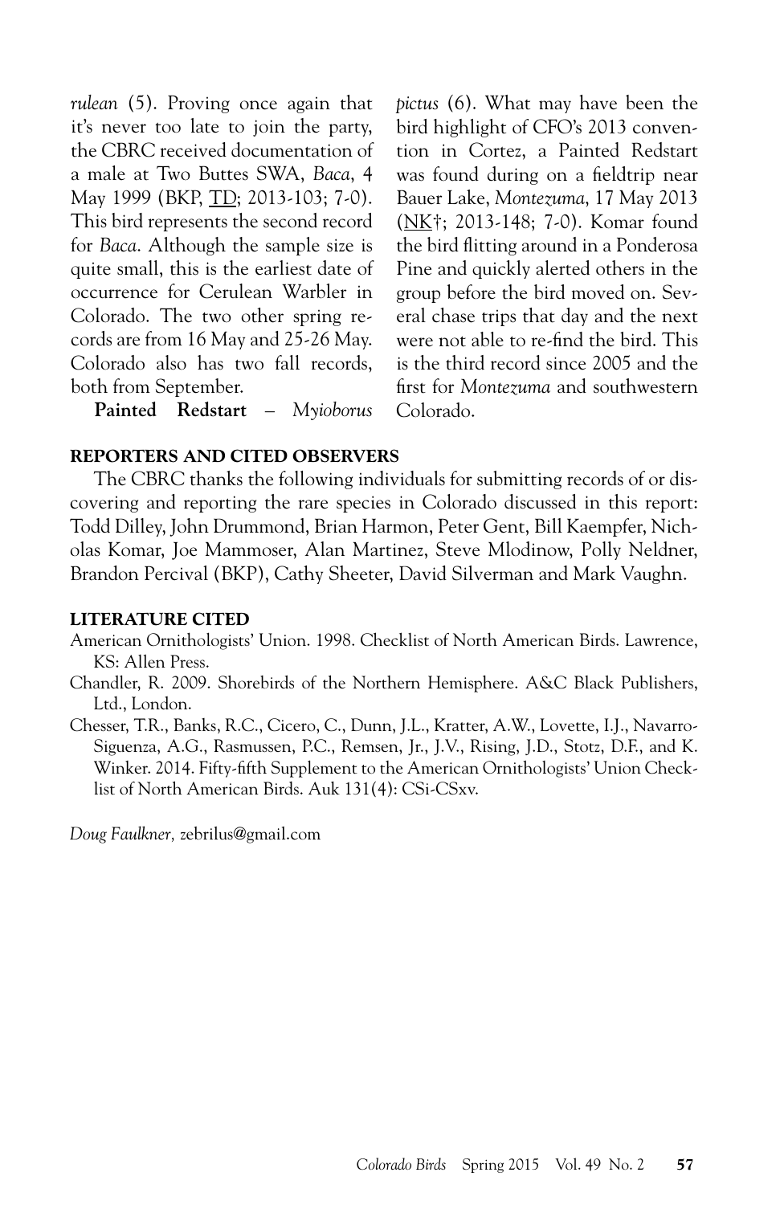*rulean* (5). Proving once again that it's never too late to join the party, the CBRC received documentation of a male at Two Buttes SWA, *Baca*, 4 May 1999 (BKP, TD; 2013-103; 7-0). This bird represents the second record for *Baca*. Although the sample size is quite small, this is the earliest date of occurrence for Cerulean Warbler in Colorado. The two other spring records are from 16 May and 25-26 May. Colorado also has two fall records, both from September.

**Painted Redstart** – *Myioborus pictus* (6). What may have been the bird highlight of CFO's 2013 convention in Cortez, a Painted Redstart was found during on a fieldtrip near Bauer Lake, *Montezuma*, 17 May 2013 (NK†; 2013-148; 7-0). Komar found the bird flitting around in a Ponderosa Pine and quickly alerted others in the group before the bird moved on. Several chase trips that day and the next were not able to re-find the bird. This is the third record since 2005 and the first for *Montezuma* and southwestern Colorado.

### REPORTERS AND CITED OBSERVERS

The CBRC thanks the following individuals for submitting records of or discovering and reporting the rare species in Colorado discussed in this report: Todd Dilley, John Drummond, Brian Harmon, Peter Gent, Bill Kaempfer, Nicholas Komar, Joe Mammoser, Alan Martinez, Steve Mlodinow, Polly Neldner, Brandon Percival (BKP), Cathy Sheeter, David Silverman and Mark Vaughn.

### LITERATURE CITED

American Ornithologists' Union. 1998. Checklist of North American Birds. Lawrence, KS: Allen Press.

Chandler, R. 2009. Shorebirds of the Northern Hemisphere. A&C Black Publishers, Ltd., London.

Chesser, T.R., Banks, R.C., Cicero, C., Dunn, J.L., Kratter, A.W., Lovette, I.J., Navarro-Siguenza, A.G., Rasmussen, P.C., Remsen, Jr., J.V., Rising, J.D., Stotz, D.F., and K. Winker. 2014. Fifty-fifth Supplement to the American Ornithologists' Union Checklist of North American Birds. Auk 131(4): CSi-CSxv.

*Doug Faulkner*, zebrilus@gmail.com